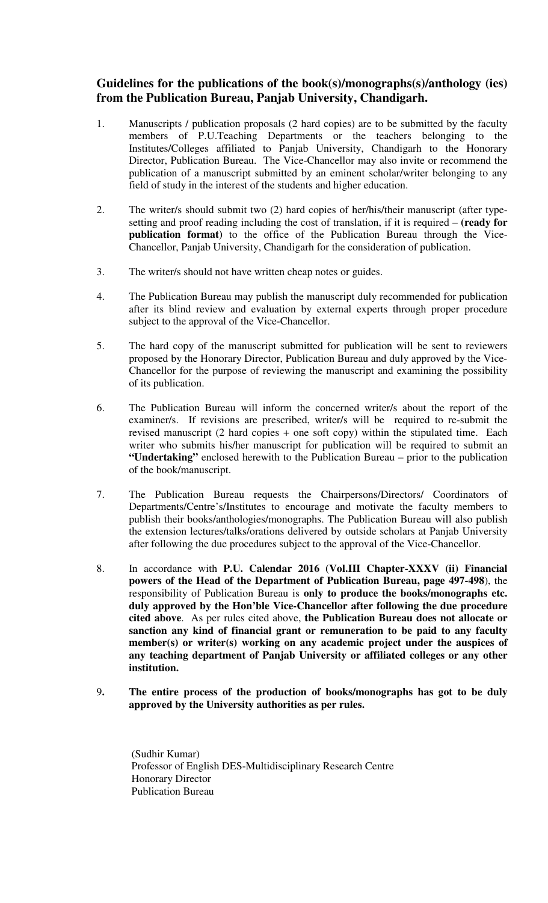# Guidelines for the publications of the book(s)/monographs(s)/anthology (ies) from the Publication Bureau, Panjab University, Chandigarh.

1. Manuscripts / publication proposals (2 hard copies) are to be submitted by the faculty members of P.U.Teaching Departments or the teachers belonging to the Institutes/Colleges affiliated to Panjab University, Chandigarh to the Honorary Director, Publication Bureau. The Vice-Chancellor may also invite or recommend the publication of a manuscript submitted by an eminent scholar/writer belonging to any field of study in the interest of the students and higher education.

2. The writer/s should submit two (2) hard copies of her/his/their manuscript (after type-setting and proof reading including the cost of translation, if it is required – **(ready for publication format)** to the office of the Publication Bureau through the Vice-Chancellor, Panjab University, Chandigarh for the consideration of publication.

3. The writer/s should not have written cheap notes or guides.

4. The Publication Bureau may publish the manuscript duly recommended for publication after its blind review and evaluation by external experts through proper procedure subject to the approval of the Vice-Chancellor.

5. The hard copy of the manuscript submitted for publication will be sent to reviewers proposed by the Honorary Director, Publication Bureau and duly approved by the Vice-Chancellor for the purpose of reviewing the manuscript and examining the possibility of its publication.

6. The Publication Bureau will inform the concerned writer/s about the report of the examiner/s. If revisions are prescribed, writer/s will be required to re-submit the revised manuscript (2 hard copies + one soft copy) within the stipulated time. Each writer who submits his/her manuscript for publication will be required to submit an **"Undertaking"** enclosed herewith to the Publication Bureau – prior to the publication of the book/manuscript.

7. The Publication Bureau requests the Chairpersons/Directors/ Coordinators of Departments/Centre's/Institutes to encourage and motivate the faculty members to publish their books/anthologies/monographs. The Publication Bureau will also publish the extension lectures/talks/orations delivered by outside scholars at Panjab University after following the due procedures subject to the approval of the Vice-Chancellor.

8. In accordance with **P.U. Calendar 2016 (Vol.III Chapter-XXXV (ii) Financial powers of the Head of the Department of Publication Bureau, page 497-498**), the responsibility of Publication Bureau is **only to produce the books/monographs etc. duly approved by the Hon'ble Vice-Chancellor after following the due procedure cited above**. As per rules cited above, **the Publication Bureau does not allocate or sanction any kind of financial grant or remuneration to be paid to any faculty member(s) or writer(s) working on any academic project under the auspices of any teaching department of Panjab University or affiliated colleges or any other institution.**

9. **The entire process of the production of books/monographs has got to be duly approved by the University authorities as per rules.**

(Sudhir Kumar)
Professor of English DES-Multidisciplinary Research Centre
Honorary Director
Publication Bureau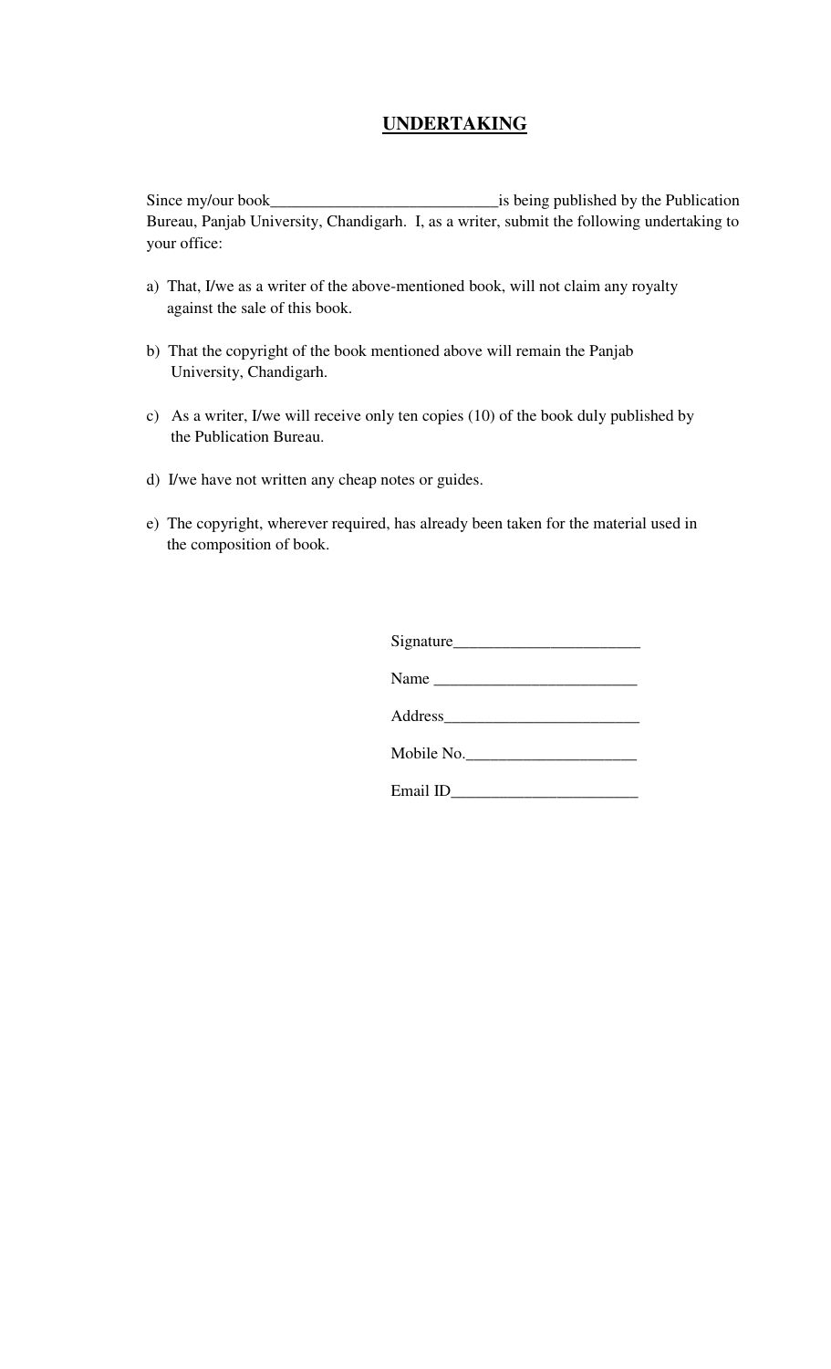# UNDERTAKING

Since my/our book____________________________is being published by the Publication Bureau, Panjab University, Chandigarh. I, as a writer, submit the following undertaking to your office:

a) That, I/we as a writer of the above-mentioned book, will not claim any royalty against the sale of this book.

b) That the copyright of the book mentioned above will remain the Panjab University, Chandigarh.

c) As a writer, I/we will receive only ten copies (10) of the book duly published by the Publication Bureau.

d) I/we have not written any cheap notes or guides.

e) The copyright, wherever required, has already been taken for the material used in the composition of book.

Signature_______________________

Name _________________________

Address________________________

Mobile No._____________________

Email ID_______________________